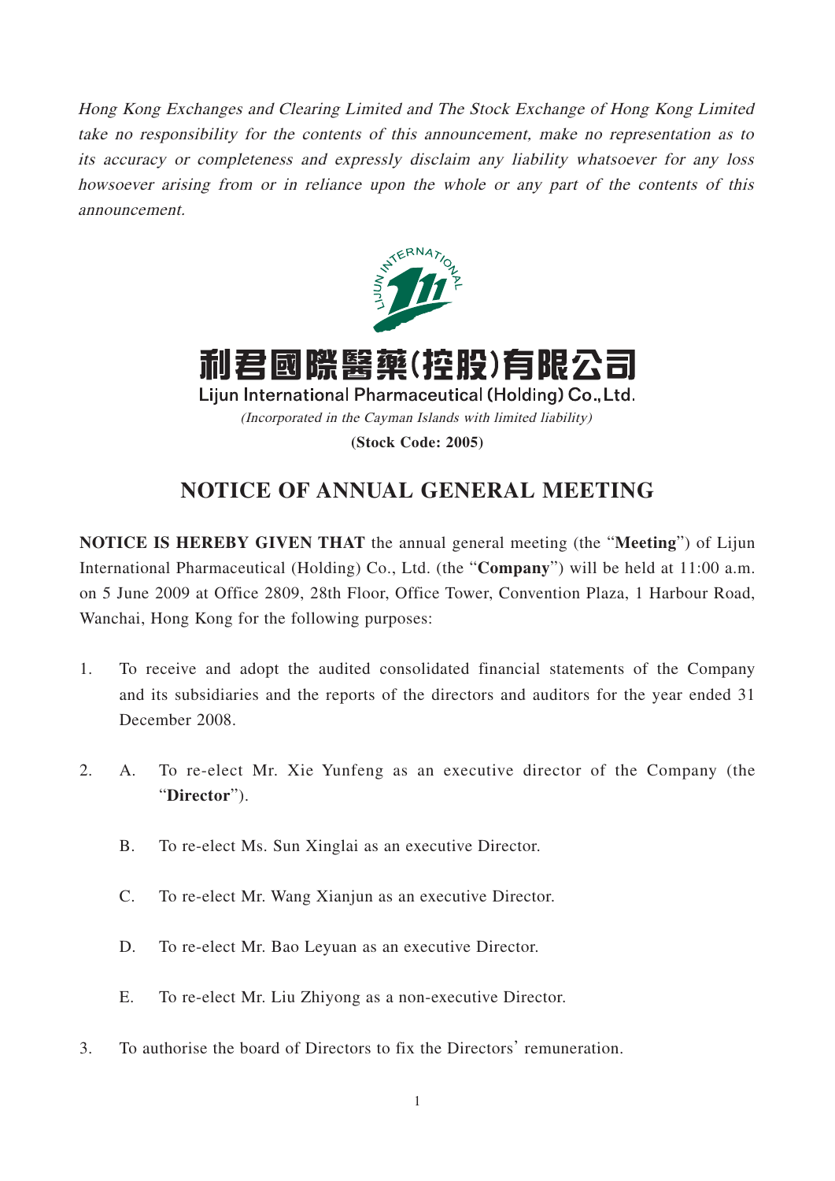*Hong Kong Exchanges and Clearing Limited and The Stock Exchange of Hong Kong Limited take no responsibility for the contents of this announcement, make no representation as to its accuracy or completeness and expressly disclaim any liability whatsoever for any loss howsoever arising from or in reliance upon the whole or any part of the contents of this announcement.*

**利君國際醫藥(控股)有限公司**

**Lijun International Pharmaceutical (Holding) Co., Ltd.**

*(Incorporated in the Cayman Islands with limited liability)*

**(Stock Code: 2005)**

# NOTICE OF ANNUAL GENERAL MEETING

**NOTICE IS HEREBY GIVEN THAT** the annual general meeting (the "**Meeting**") of Lijun International Pharmaceutical (Holding) Co., Ltd. (the "**Company**") will be held at 11:00 a.m. on 5 June 2009 at Office 2809, 28th Floor, Office Tower, Convention Plaza, 1 Harbour Road, Wanchai, Hong Kong for the following purposes:

1. To receive and adopt the audited consolidated financial statements of the Company and its subsidiaries and the reports of the directors and auditors for the year ended 31 December 2008.

2. A. To re-elect Mr. Xie Yunfeng as an executive director of the Company (the "**Director**").

   B. To re-elect Ms. Sun Xinglai as an executive Director.

   C. To re-elect Mr. Wang Xianjun as an executive Director.

   D. To re-elect Mr. Bao Leyuan as an executive Director.

   E. To re-elect Mr. Liu Zhiyong as a non-executive Director.

3. To authorise the board of Directors to fix the Directors' remuneration.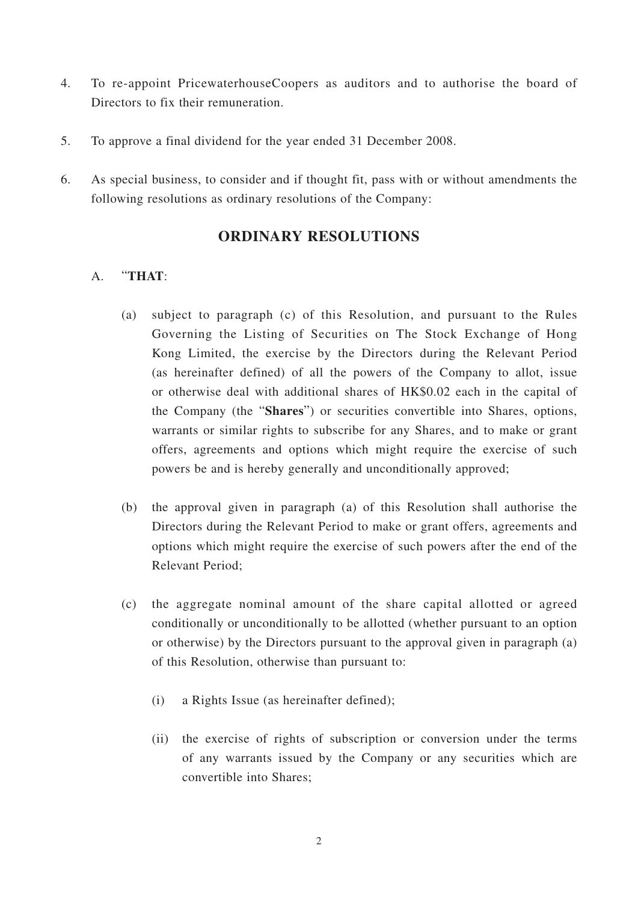4. To re-appoint PricewaterhouseCoopers as auditors and to authorise the board of Directors to fix their remuneration.

5. To approve a final dividend for the year ended 31 December 2008.

6. As special business, to consider and if thought fit, pass with or without amendments the following resolutions as ordinary resolutions of the Company:

## ORDINARY RESOLUTIONS

A. "**THAT**:

(a) subject to paragraph (c) of this Resolution, and pursuant to the Rules Governing the Listing of Securities on The Stock Exchange of Hong Kong Limited, the exercise by the Directors during the Relevant Period (as hereinafter defined) of all the powers of the Company to allot, issue or otherwise deal with additional shares of HK$0.02 each in the capital of the Company (the "**Shares**") or securities convertible into Shares, options, warrants or similar rights to subscribe for any Shares, and to make or grant offers, agreements and options which might require the exercise of such powers be and is hereby generally and unconditionally approved;

(b) the approval given in paragraph (a) of this Resolution shall authorise the Directors during the Relevant Period to make or grant offers, agreements and options which might require the exercise of such powers after the end of the Relevant Period;

(c) the aggregate nominal amount of the share capital allotted or agreed conditionally or unconditionally to be allotted (whether pursuant to an option or otherwise) by the Directors pursuant to the approval given in paragraph (a) of this Resolution, otherwise than pursuant to:

(i) a Rights Issue (as hereinafter defined);

(ii) the exercise of rights of subscription or conversion under the terms of any warrants issued by the Company or any securities which are convertible into Shares;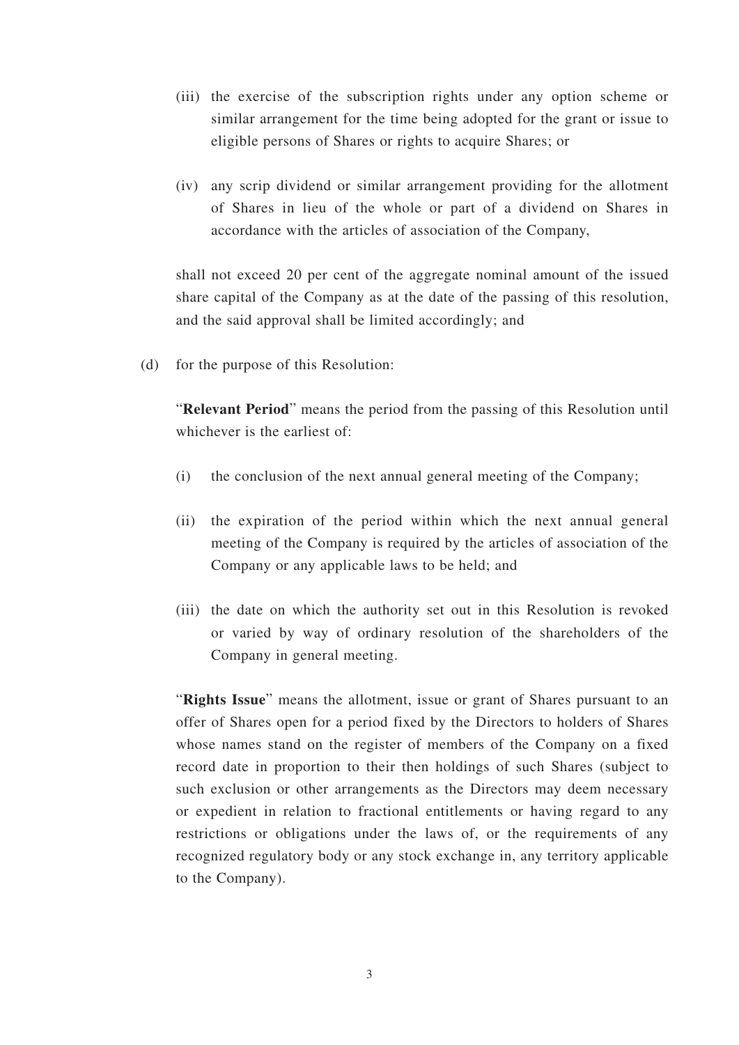(iii) the exercise of the subscription rights under any option scheme or similar arrangement for the time being adopted for the grant or issue to eligible persons of Shares or rights to acquire Shares; or

(iv) any scrip dividend or similar arrangement providing for the allotment of Shares in lieu of the whole or part of a dividend on Shares in accordance with the articles of association of the Company,

shall not exceed 20 per cent of the aggregate nominal amount of the issued share capital of the Company as at the date of the passing of this resolution, and the said approval shall be limited accordingly; and

(d) for the purpose of this Resolution:

"**Relevant Period**" means the period from the passing of this Resolution until whichever is the earliest of:

(i) the conclusion of the next annual general meeting of the Company;

(ii) the expiration of the period within which the next annual general meeting of the Company is required by the articles of association of the Company or any applicable laws to be held; and

(iii) the date on which the authority set out in this Resolution is revoked or varied by way of ordinary resolution of the shareholders of the Company in general meeting.

"**Rights Issue**" means the allotment, issue or grant of Shares pursuant to an offer of Shares open for a period fixed by the Directors to holders of Shares whose names stand on the register of members of the Company on a fixed record date in proportion to their then holdings of such Shares (subject to such exclusion or other arrangements as the Directors may deem necessary or expedient in relation to fractional entitlements or having regard to any restrictions or obligations under the laws of, or the requirements of any recognized regulatory body or any stock exchange in, any territory applicable to the Company).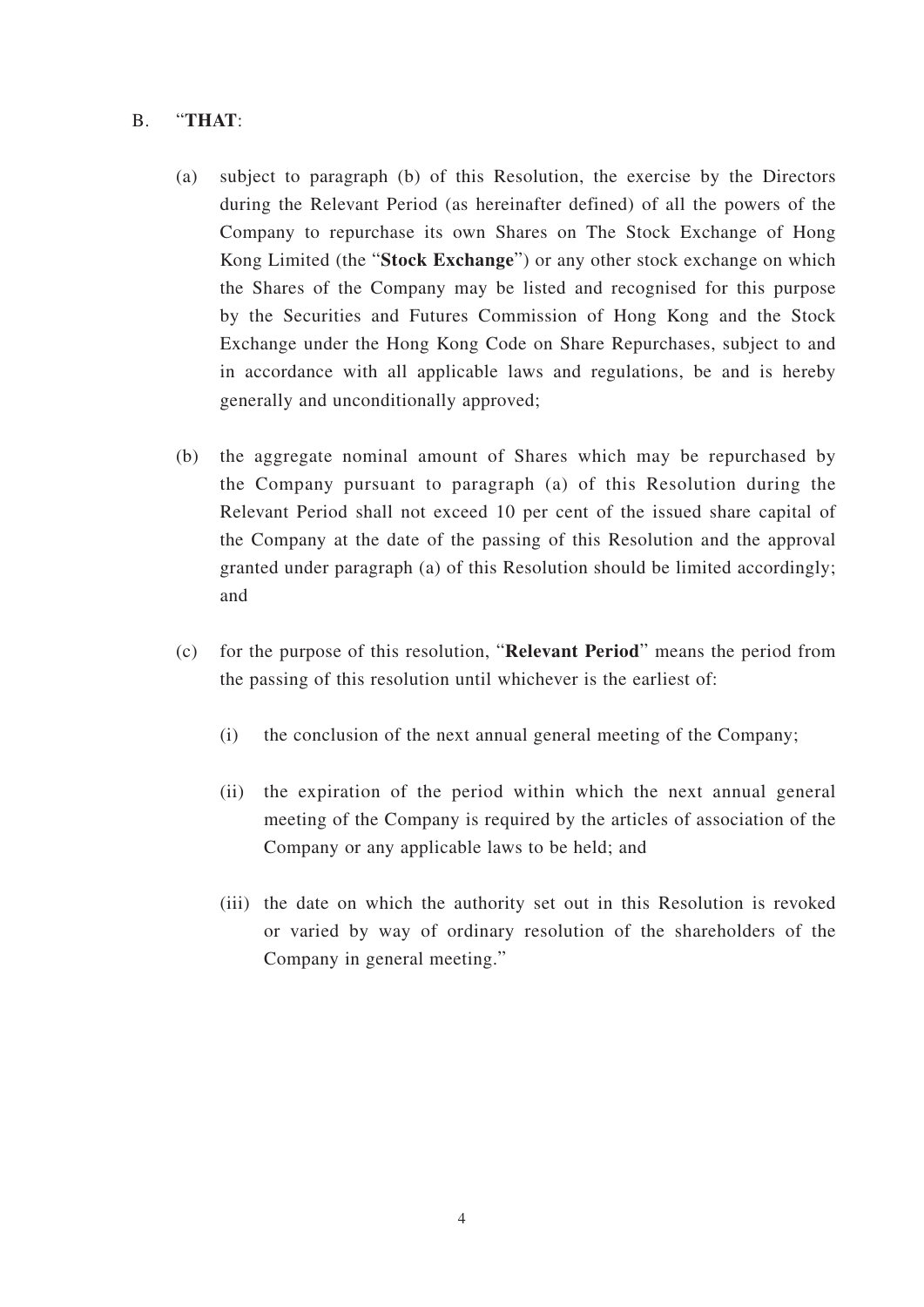B. "**THAT**:

(a) subject to paragraph (b) of this Resolution, the exercise by the Directors during the Relevant Period (as hereinafter defined) of all the powers of the Company to repurchase its own Shares on The Stock Exchange of Hong Kong Limited (the "**Stock Exchange**") or any other stock exchange on which the Shares of the Company may be listed and recognised for this purpose by the Securities and Futures Commission of Hong Kong and the Stock Exchange under the Hong Kong Code on Share Repurchases, subject to and in accordance with all applicable laws and regulations, be and is hereby generally and unconditionally approved;

(b) the aggregate nominal amount of Shares which may be repurchased by the Company pursuant to paragraph (a) of this Resolution during the Relevant Period shall not exceed 10 per cent of the issued share capital of the Company at the date of the passing of this Resolution and the approval granted under paragraph (a) of this Resolution should be limited accordingly; and

(c) for the purpose of this resolution, "**Relevant Period**" means the period from the passing of this resolution until whichever is the earliest of:

(i) the conclusion of the next annual general meeting of the Company;

(ii) the expiration of the period within which the next annual general meeting of the Company is required by the articles of association of the Company or any applicable laws to be held; and

(iii) the date on which the authority set out in this Resolution is revoked or varied by way of ordinary resolution of the shareholders of the Company in general meeting."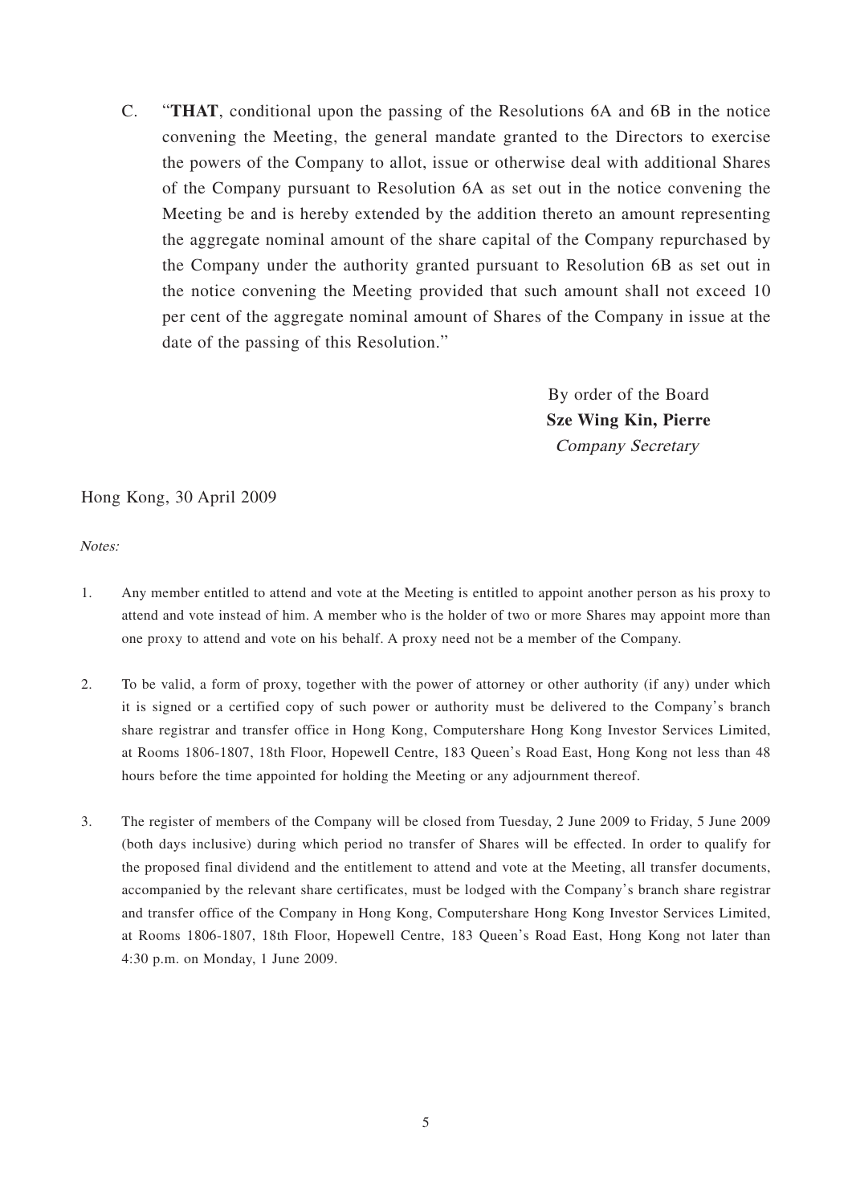C. "**THAT**, conditional upon the passing of the Resolutions 6A and 6B in the notice convening the Meeting, the general mandate granted to the Directors to exercise the powers of the Company to allot, issue or otherwise deal with additional Shares of the Company pursuant to Resolution 6A as set out in the notice convening the Meeting be and is hereby extended by the addition thereto an amount representing the aggregate nominal amount of the share capital of the Company repurchased by the Company under the authority granted pursuant to Resolution 6B as set out in the notice convening the Meeting provided that such amount shall not exceed 10 per cent of the aggregate nominal amount of Shares of the Company in issue at the date of the passing of this Resolution."

By order of the Board
**Sze Wing Kin, Pierre**
*Company Secretary*

Hong Kong, 30 April 2009

*Notes:*

1. Any member entitled to attend and vote at the Meeting is entitled to appoint another person as his proxy to attend and vote instead of him. A member who is the holder of two or more Shares may appoint more than one proxy to attend and vote on his behalf. A proxy need not be a member of the Company.

2. To be valid, a form of proxy, together with the power of attorney or other authority (if any) under which it is signed or a certified copy of such power or authority must be delivered to the Company's branch share registrar and transfer office in Hong Kong, Computershare Hong Kong Investor Services Limited, at Rooms 1806-1807, 18th Floor, Hopewell Centre, 183 Queen's Road East, Hong Kong not less than 48 hours before the time appointed for holding the Meeting or any adjournment thereof.

3. The register of members of the Company will be closed from Tuesday, 2 June 2009 to Friday, 5 June 2009 (both days inclusive) during which period no transfer of Shares will be effected. In order to qualify for the proposed final dividend and the entitlement to attend and vote at the Meeting, all transfer documents, accompanied by the relevant share certificates, must be lodged with the Company's branch share registrar and transfer office of the Company in Hong Kong, Computershare Hong Kong Investor Services Limited, at Rooms 1806-1807, 18th Floor, Hopewell Centre, 183 Queen's Road East, Hong Kong not later than 4:30 p.m. on Monday, 1 June 2009.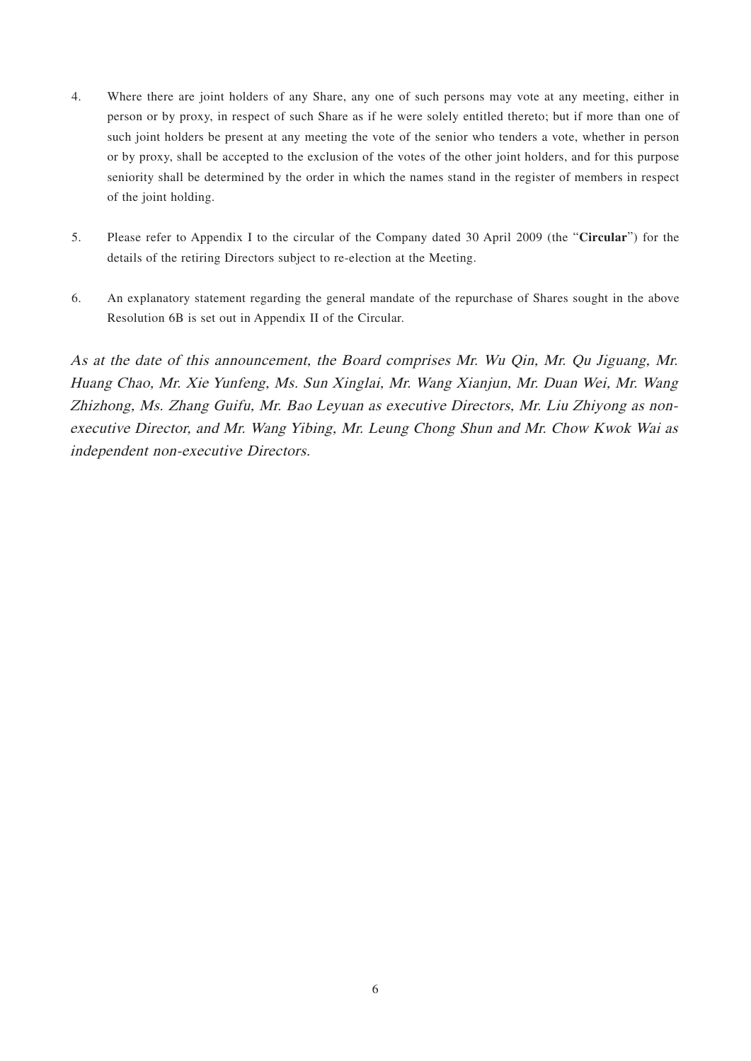4. Where there are joint holders of any Share, any one of such persons may vote at any meeting, either in person or by proxy, in respect of such Share as if he were solely entitled thereto; but if more than one of such joint holders be present at any meeting the vote of the senior who tenders a vote, whether in person or by proxy, shall be accepted to the exclusion of the votes of the other joint holders, and for this purpose seniority shall be determined by the order in which the names stand in the register of members in respect of the joint holding.

5. Please refer to Appendix I to the circular of the Company dated 30 April 2009 (the "**Circular**") for the details of the retiring Directors subject to re-election at the Meeting.

6. An explanatory statement regarding the general mandate of the repurchase of Shares sought in the above Resolution 6B is set out in Appendix II of the Circular.

*As at the date of this announcement, the Board comprises Mr. Wu Qin, Mr. Qu Jiguang, Mr. Huang Chao, Mr. Xie Yunfeng, Ms. Sun Xinglai, Mr. Wang Xianjun, Mr. Duan Wei, Mr. Wang Zhizhong, Ms. Zhang Guifu, Mr. Bao Leyuan as executive Directors, Mr. Liu Zhiyong as non-executive Director, and Mr. Wang Yibing, Mr. Leung Chong Shun and Mr. Chow Kwok Wai as independent non-executive Directors.*